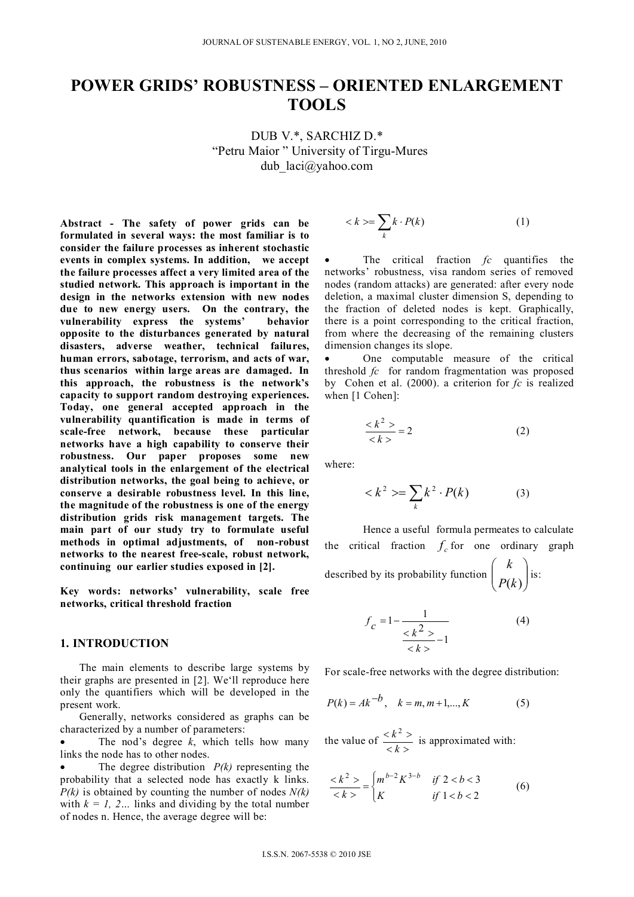# POWER GRIDS' ROBUSTNESS – ORIENTED ENLARGEMENT TOOLS

DUB V.*, SARCHIZ D.*

"Petru Maior " University of Tirgu-Mures

dub_laci@yahoo.com

**Abstract - The safety of power grids can be formulated in several ways: the most familiar is to consider the failure processes as inherent stochastic events in complex systems. In addition, we accept the failure processes affect a very limited area of the studied network. This approach is important in the design in the networks extension with new nodes due to new energy users. On the contrary, the vulnerability express the systems' behavior opposite to the disturbances generated by natural disasters, adverse weather, technical failures, human errors, sabotage, terrorism, and acts of war, thus scenarios within large areas are damaged. In this approach, the robustness is the network's capacity to support random destroying experiences. Today, one general accepted approach in the vulnerability quantification is made in terms of scale-free network, because these particular networks have a high capability to conserve their robustness. Our paper proposes some new analytical tools in the enlargement of the electrical distribution networks, the goal being to achieve, or conserve a desirable robustness level. In this line, the magnitude of the robustness is one of the energy distribution grids risk management targets. The main part of our study try to formulate useful methods in optimal adjustments, of non-robust networks to the nearest free-scale, robust network, continuing our earlier studies exposed in [2].**

**Key words: networks' vulnerability, scale free networks, critical threshold fraction**

## 1. INTRODUCTION

The main elements to describe large systems by their graphs are presented in [2]. We'll reproduce here only the quantifiers which will be developed in the present work.

Generally, networks considered as graphs can be characterized by a number of parameters:

- The nod's degree $k$, which tells how many links the node has to other nodes.
- The degree distribution *P(k)* representing the probability that a selected node has exactly k links. *P(k)* is obtained by counting the number of nodes *N(k)* with *k = 1, 2…* links and dividing by the total number of nodes n. Hence, the average degree will be:

$$<k> = \sum_k k \cdot P(k) \tag{1}$$

- The critical fraction *fc* quantifies the networks' robustness, visa random series of removed nodes (random attacks) are generated: after every node deletion, a maximal cluster dimension S, depending to the fraction of deleted nodes is kept. Graphically, there is a point corresponding to the critical fraction, from where the decreasing of the remaining clusters dimension changes its slope.
- One computable measure of the critical threshold *fc* for random fragmentation was proposed by Cohen et al. (2000). a criterion for *fc* is realized when [1 Cohen]:

$$\frac{<k^2>}{<k>} = 2 \tag{2}$$

where:

$$<k^2> = \sum_k k^2 \cdot P(k) \tag{3}$$

Hence a useful formula permeates to calculate the critical fraction $f_c$ for one ordinary graph described by its probability function $\begin{pmatrix} k \\ P(k) \end{pmatrix}$ is:

$$f_c = 1 - \frac{1}{\frac{<k^2>}{<k>} - 1} \tag{4}$$

For scale-free networks with the degree distribution:

$$P(k) = Ak^{-b}, \quad k = m, m+1, \ldots, K \tag{5}$$

the value of $\frac{<k^2>}{<k>}$ is approximated with:

$$\frac{<k^2>}{<k>} = \begin{cases} m^{b-2} K^{3-b} & if\ 2 < b < 3 \\ K & if\ 1 < b < 2 \end{cases} \tag{6}$$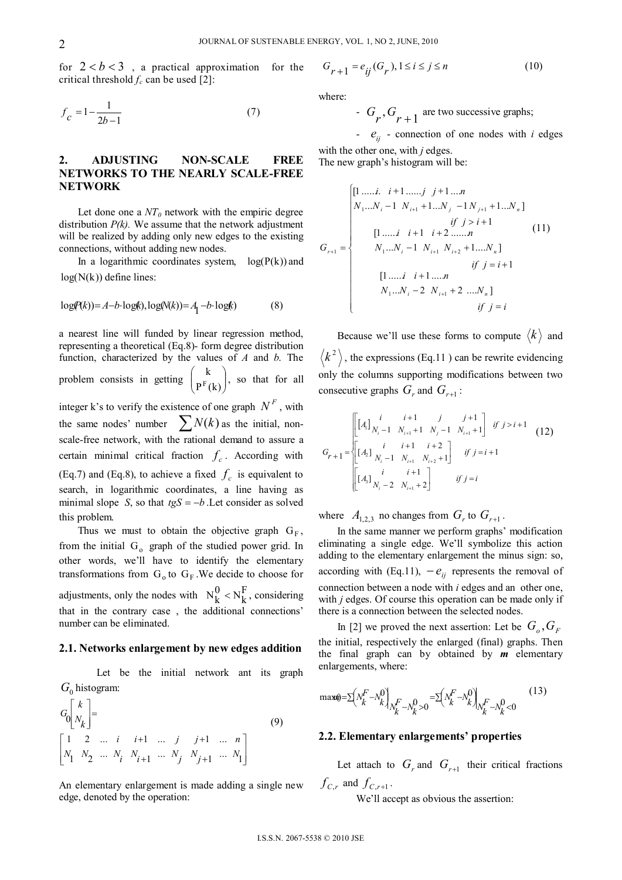for $2 < b < 3$ , a practical approximation for the critical threshold $f_c$ can be used [2]:

$$f_c = 1 - \frac{1}{2b-1} \tag{7}$$

## 2. ADJUSTING NON-SCALE FREE NETWORKS TO THE NEARLY SCALE-FREE NETWORK

Let done one a $NT_0$ network with the empiric degree distribution $P(k)$. We assume that the network adjustment will be realized by adding only new edges to the existing connections, without adding new nodes.

In a logarithmic coordinates system, $\log(P(k))$ and $\log(N(k))$ define lines:

$$\log(P(k)) = A - b\cdot\log(k), \log(N(k)) = A_1 - b\cdot\log(k) \tag{8}$$

a nearest line will funded by linear regression method, representing a theoretical (Eq.8)- form degree distribution function, characterized by the values of $A$ and $b$. The problem consists in getting $\begin{pmatrix} k \\ P^F(k) \end{pmatrix}$, so that for all integer k's to verify the existence of one graph $N^F$, with the same nodes' number $\sum N(k)$ as the initial, non-scale-free network, with the rational demand to assure a certain minimal critical fraction $f_c$. According with (Eq.7) and (Eq.8), to achieve a fixed $f_c$ is equivalent to search, in logarithmic coordinates, a line having as minimal slope $S$, so that $tgS = -b$. Let consider as solved this problem.

Thus we must to obtain the objective graph $G_F$, from the initial $G_o$ graph of the studied power grid. In other words, we'll have to identify the elementary transformations from $G_o$ to $G_F$. We decide to choose for adjustments, only the nodes with $N_k^0 < N_k^F$, considering that in the contrary case , the additional connections' number can be eliminated.

### 2.1. Networks enlargement by new edges addition

Let be the initial network ant its graph $G_0$ histogram:

$$G_0\begin{bmatrix} k \\ N_k \end{bmatrix} = \begin{bmatrix} 1 & 2 & \dots & i & i+1 & \dots & j & j+1 & \dots & n \\ N_1 & N_2 & \dots & N_i & N_{i+1} & \dots & N_j & N_{j+1} & \dots & N_1 \end{bmatrix} \tag{9}$$

An elementary enlargement is made adding a single new edge, denoted by the operation:

$$G_{r+1} = e_{ij}(G_r), 1 \le i \le j \le n \tag{10}$$

where:

- $G_r, G_{r+1}$ are two successive graphs;
- $e_{ij}$ - connection of one nodes with $i$ edges with the other one, with $j$ edges.

The new graph's histogram will be:

$$G_{r+1} = \begin{cases} \begin{bmatrix} 1 \dots\dots i. & i+1 \dots\dots j & j+1 \dots n \\ N_1 \dots N_i - 1 & N_{i+1} + 1 \dots N_j - 1 & N_{j+1} + 1 \dots N_n \end{bmatrix} \\ \qquad if \ j > i+1 \\ \begin{bmatrix} 1 \dots\dots i & i+1 & i+2 \dots\dots n \\ N_1 \dots N_i - 1 & N_{i+1} & N_{i+2} + 1 \dots N_n \end{bmatrix} \\ \qquad if \ j = i+1 \\ \begin{bmatrix} 1 \dots\dots i & i+1 \dots\dots n \\ N_1 \dots N_i - 2 & N_{i+1} + 2 \dots N_n \end{bmatrix} \\ \qquad if \ j = i \end{cases} \tag{11}$$

Because we'll use these forms to compute $\langle k \rangle$ and $\langle k^2 \rangle$, the expressions (Eq.11 ) can be rewrite evidencing only the columns supporting modifications between two consecutive graphs $G_r$ and $G_{r+1}$:

$$G_{r+1} = \begin{cases} \left[ [A_1] \begin{matrix} i & i+1 & j & j+1 \\ N_i - 1 & N_{i+1} + 1 & N_j - 1 & N_{i+1} + 1 \end{matrix} \right] & if \ j > i+1 \\ \left[ [A_2] \begin{matrix} i & i+1 & i+2 \\ N_i - 1 & N_{i+1} & N_{i+2} + 1 \end{matrix} \right] & if \ j = i+1 \\ \left[ [A_3] \begin{matrix} i & i+1 \\ N_i - 2 & N_{i+1} + 2 \end{matrix} \right] & if \ j = i \end{cases} \tag{12}$$

where $A_{1,2,3}$ no changes from $G_r$ to $G_{r+1}$.

In the same manner we perform graphs' modification eliminating a single edge. We'll symbolize this action adding to the elementary enlargement the minus sign: so, according with (Eq.11), $-e_{ij}$ represents the removal of connection between a node with $i$ edges and an other one, with $j$ edges. Of course this operation can be made only if there is a connection between the selected nodes.

In [2] we proved the next assertion: Let be $G_o, G_F$ the initial, respectively the enlarged (final) graphs. Then the final graph can by obtained by ***m*** elementary enlargements, where:

$$\max(m) = \sum\left(N_k^F - N_k^0\right)_{N_k^F - N_k^0 > 0} = \sum\left(N_k^F - N_k^0\right)_{N_k^F - N_k^0 < 0} \tag{13}$$

### 2.2. Elementary enlargements' properties

Let attach to $G_r$ and $G_{r+1}$ their critical fractions $f_{C,r}$ and $f_{C,r+1}$.

We'll accept as obvious the assertion: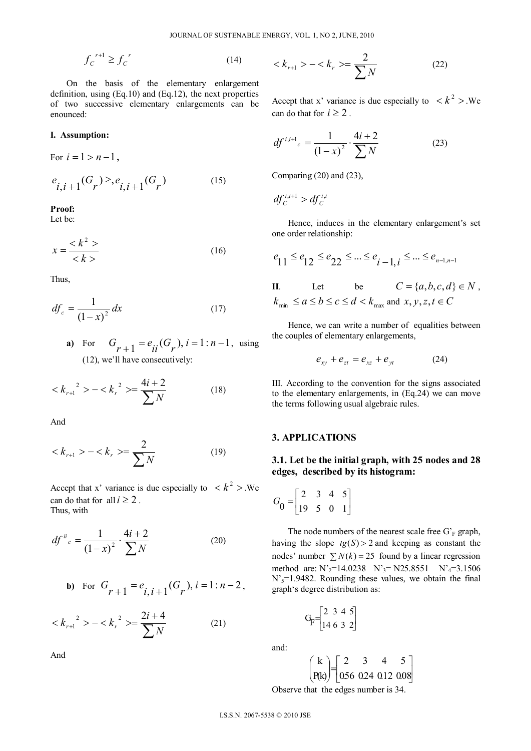$$f_C^{\,r+1} \geq f_C^{\,r} \tag{14}$$

On the basis of the elementary enlargement definition, using (Eq.10) and (Eq.12), the next properties of two successive elementary enlargements can be enounced:

**I. Assumption:**

For $i = 1 > n-1$,

$$e_{i,i+1}(G_r) \geq , e_{i,i+1}(G_r) \tag{15}$$

**Proof:**
Let be:

$$x = \frac{<k^2>}{<k>} \tag{16}$$

Thus,

$$df_c = \frac{1}{(1-x)^2} dx \tag{17}$$

**a)** For $G_{r+1} = e_{ii}(G_r),\ i = 1:n-1$, using (12), we'll have consecutively:

$$<k_{r+1}^{\ 2}> - <k_r^{\ 2}> = \frac{4i+2}{\sum N} \tag{18}$$

And

$$<k_{r+1}> - <k_r> = \frac{2}{\sum N} \tag{19}$$

Accept that x' variance is due especially to $<k^2>$. We can do that for all $i \geq 2$.
Thus, with

$$df^{\,ii}{}_c = \frac{1}{(1-x)^2} \cdot \frac{4i+2}{\sum N} \tag{20}$$

**b)** For $G_{r+1} = e_{i,i+1}(G_r),\ i = 1:n-2$,

$$<k_{r+1}^{\ 2}> - <k_r^{\ 2}> = \frac{2i+4}{\sum N} \tag{21}$$

And

$$<k_{r+1}> - <k_r> = \frac{2}{\sum N} \tag{22}$$

Accept that x' variance is due especially to $<k^2>$. We can do that for $i \geq 2$.

$$df^{\,i,i+1}{}_c = \frac{1}{(1-x)^2} \cdot \frac{4i+2}{\sum N} \tag{23}$$

Comparing (20) and (23),

$$df_C^{\,i,i+1} > df_C^{\,i,i}$$

Hence, induces in the elementary enlargement's set one order relationship:

$$e_{11} \leq e_{12} \leq e_{22} \leq ... \leq e_{i-1,i} \leq ... \leq e_{n-1,n-1}$$

**II**. Let be $C = \{a,b,c,d\} \in N$, $k_{\min} \leq a \leq b \leq c \leq d < k_{\max}$ and $x,y,z,t \in C$

Hence, we can write a number of equalities between the couples of elementary enlargements,

$$e_{xy} + e_{zt} = e_{xz} + e_{yt} \tag{24}$$

III. According to the convention for the signs associated to the elementary enlargements, in (Eq.24) we can move the terms following usual algebraic rules.

## 3. APPLICATIONS

### 3.1. Let be the initial graph, with 25 nodes and 28 edges, described by its histogram:

$$G_0 = \begin{bmatrix} 2 & 3 & 4 & 5 \\ 19 & 5 & 0 & 1 \end{bmatrix}$$

The node numbers of the nearest scale free G'$_F$ graph, having the slope $tg(S) > 2$ and keeping as constant the nodes' number $\sum N(k) = 25$ found by a linear regression method are: N'$_2$=14.0238 N'$_3$= N25.8551 N'$_4$=3.1506 N'$_5$=1.9482. Rounding these values, we obtain the final graph's degree distribution as:

$$G_F = \begin{bmatrix} 2 & 3 & 4 & 5 \\ 14 & 6 & 3 & 2 \end{bmatrix}$$

and:

$$\begin{pmatrix} k \\ P(k) \end{pmatrix} = \begin{bmatrix} 2 & 3 & 4 & 5 \\ 0.56 & 0.24 & 0.12 & 0.08 \end{bmatrix}$$

Observe that the edges number is 34.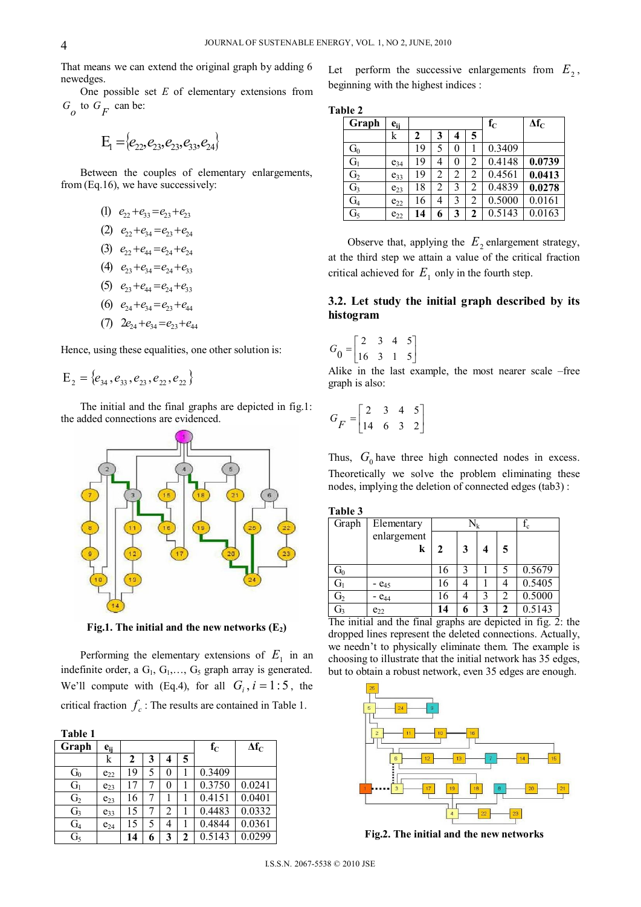That means we can extend the original graph by adding 6 newedges.

One possible set $E$ of elementary extensions from $G_o$ to $G_F$ can be:

$$E_1 = \{e_{22}, e_{23}, e_{23}, e_{33}, e_{24}\}$$

Between the couples of elementary enlargements, from (Eq.16), we have successively:

(1) $e_{22}+e_{33}=e_{23}+e_{23}$

(2) $e_{22}+e_{34}=e_{23}+e_{24}$

(3) $e_{22}+e_{44}=e_{24}+e_{24}$

(4) $e_{23}+e_{34}=e_{24}+e_{33}$

(5) $e_{23}+e_{44}=e_{24}+e_{33}$

(6) $e_{24}+e_{34}=e_{23}+e_{44}$

(7) $2e_{24}+e_{34}=e_{23}+e_{44}$

Hence, using these equalities, one other solution is:

$$E_2 = \{e_{34}, e_{33}, e_{23}, e_{22}, e_{22}\}$$

The initial and the final graphs are depicted in fig.1: the added connections are evidenced.

Fig.1. The initial and the new networks ($E_2$)

Performing the elementary extensions of $E_1$ in an indefinite order, a $G_1$, $G_1$,…, $G_5$ graph array is generated. We'll compute with (Eq.4), for all $G_i, i=1:5$, the critical fraction $f_c$ : The results are contained in Table 1.

**Table 1**

| Graph | $e_{ij}$ | | | | | $f_C$ | $\Delta f_C$ |
|---|---|---|---|---|---|---|---|
| | k | **2** | **3** | **4** | **5** | | |
| $G_0$ | $e_{22}$ | 19 | 5 | 0 | 1 | 0.3409 | |
| $G_1$ | $e_{23}$ | 17 | 7 | 0 | 1 | 0.3750 | 0.0241 |
| $G_2$ | $e_{23}$ | 16 | 7 | 1 | 1 | 0.4151 | 0.0401 |
| $G_3$ | $e_{33}$ | 15 | 7 | 2 | 1 | 0.4483 | 0.0332 |
| $G_4$ | $e_{24}$ | 15 | 5 | 4 | 1 | 0.4844 | 0.0361 |
| $G_5$ | | **14** | **6** | **3** | **2** | 0.5143 | 0.0299 |

Let perform the successive enlargements from $E_2$, beginning with the highest indices :

**Table 2**

| Graph | $e_{ij}$ | | | | | $f_C$ | $\Delta f_C$ |
|---|---|---|---|---|---|---|---|
| | k | **2** | **3** | **4** | **5** | | |
| $G_0$ | | 19 | 5 | 0 | 1 | 0.3409 | |
| $G_1$ | $e_{34}$ | 19 | 4 | 0 | 2 | 0.4148 | **0.0739** |
| $G_2$ | $e_{33}$ | 19 | 2 | 2 | 2 | 0.4561 | **0.0413** |
| $G_3$ | $e_{23}$ | 18 | 2 | 3 | 2 | 0.4839 | **0.0278** |
| $G_4$ | $e_{22}$ | 16 | 4 | 3 | 2 | 0.5000 | 0.0161 |
| $G_5$ | $e_{22}$ | **14** | **6** | **3** | **2** | 0.5143 | 0.0163 |

Observe that, applying the $E_2$ enlargement strategy, at the third step we attain a value of the critical fraction critical achieved for $E_1$ only in the fourth step.

## 3.2. Let study the initial graph described by its histogram

$$G_0 = \begin{bmatrix} 2 & 3 & 4 & 5 \\ 16 & 3 & 1 & 5 \end{bmatrix}$$

Alike in the last example, the most nearer scale –free graph is also:

$$G_F = \begin{bmatrix} 2 & 3 & 4 & 5 \\ 14 & 6 & 3 & 2 \end{bmatrix}$$

Thus, $G_0$ have three high connected nodes in excess. Theoretically we solve the problem eliminating these nodes, implying the deletion of connected edges (tab3) :

**Table 3**

| Graph | Elementary enlargement | $N_k$ | | | | $f_c$ |
|---|---|---|---|---|---|---|
| | **k** | **2** | **3** | **4** | **5** | |
| $G_0$ | | 16 | 3 | 1 | 5 | 0.5679 |
| $G_1$ | $- e_{45}$ | 16 | 4 | 1 | 4 | 0.5405 |
| $G_2$ | $- e_{44}$ | 16 | 4 | 3 | 2 | 0.5000 |
| $G_3$ | $e_{22}$ | **14** | **6** | **3** | **2** | 0.5143 |

The initial and the final graphs are depicted in fig. 2: the dropped lines represent the deleted connections. Actually, we needn't to physically eliminate them. The example is choosing to illustrate that the initial network has 35 edges, but to obtain a robust network, even 35 edges are enough.

Fig.2. The initial and the new networks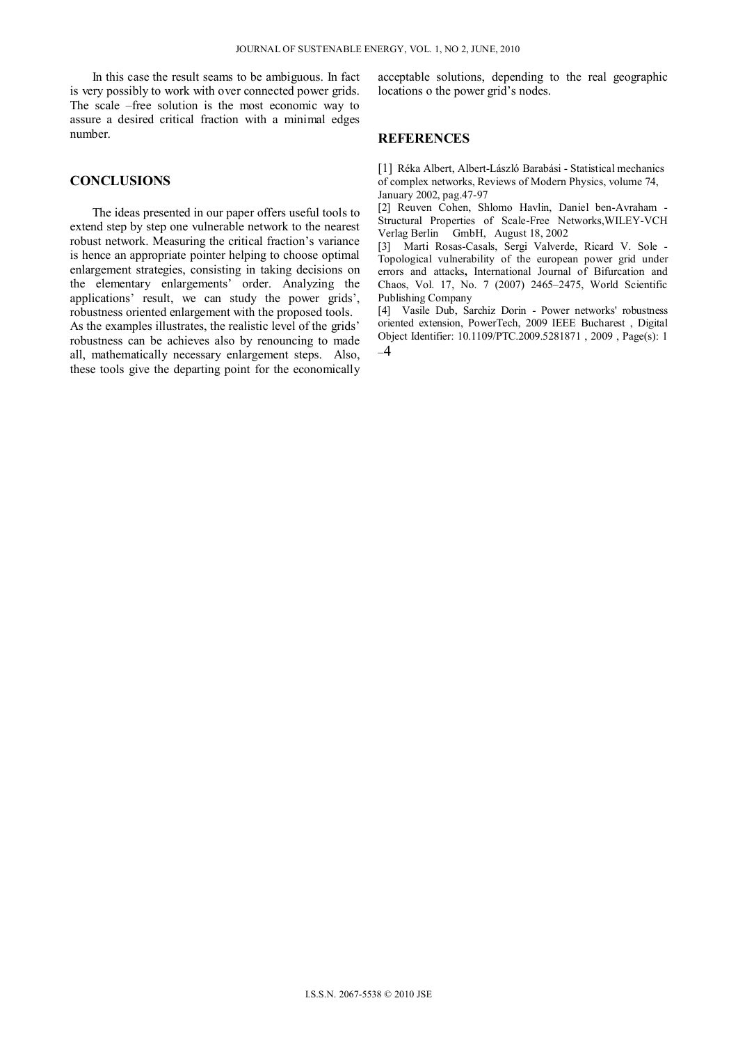In this case the result seams to be ambiguous. In fact is very possibly to work with over connected power grids. The scale –free solution is the most economic way to assure a desired critical fraction with a minimal edges number.

## CONCLUSIONS

The ideas presented in our paper offers useful tools to extend step by step one vulnerable network to the nearest robust network. Measuring the critical fraction's variance is hence an appropriate pointer helping to choose optimal enlargement strategies, consisting in taking decisions on the elementary enlargements' order. Analyzing the applications' result, we can study the power grids', robustness oriented enlargement with the proposed tools.
As the examples illustrates, the realistic level of the grids' robustness can be achieves also by renouncing to made all, mathematically necessary enlargement steps. Also, these tools give the departing point for the economically acceptable solutions, depending to the real geographic locations o the power grid's nodes.

## REFERENCES

[1] Réka Albert, Albert-László Barabási - Statistical mechanics of complex networks, Reviews of Modern Physics, volume 74, January 2002, pag.47-97

[2] Reuven Cohen, Shlomo Havlin, Daniel ben-Avraham - Structural Properties of Scale-Free Networks,WILEY-VCH Verlag Berlin GmbH, August 18, 2002

[3] Marti Rosas-Casals, Sergi Valverde, Ricard V. Sole - Topological vulnerability of the european power grid under errors and attacks, International Journal of Bifurcation and Chaos, Vol. 17, No. 7 (2007) 2465–2475, World Scientific Publishing Company

[4] Vasile Dub, Sarchiz Dorin - Power networks' robustness oriented extension, PowerTech, 2009 IEEE Bucharest , Digital Object Identifier: 10.1109/PTC.2009.5281871 , 2009 , Page(s): 1 –4